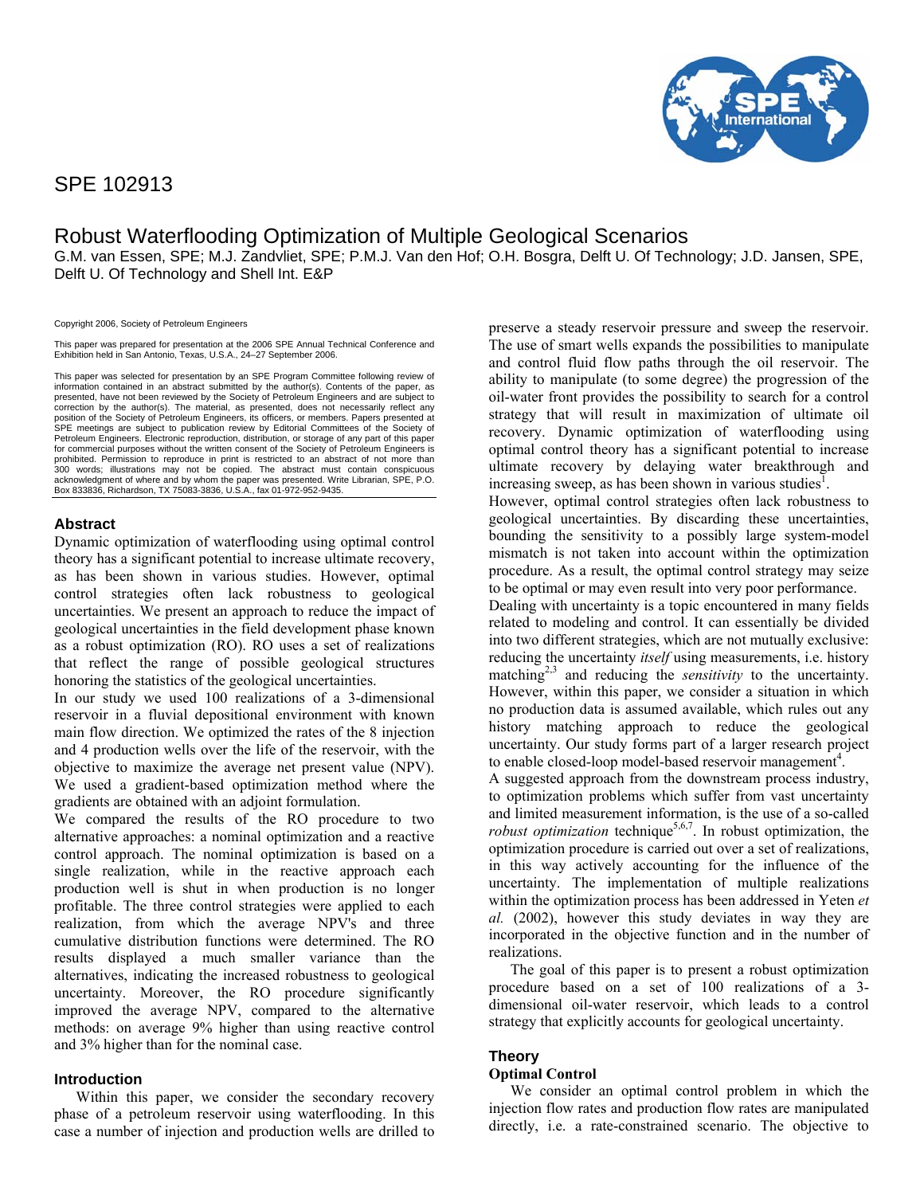# SPE 102913

## Robust Waterflooding Optimization of Multiple Geological Scenarios

G.M. van Essen, SPE; M.J. Zandvliet, SPE; P.M.J. Van den Hof; O.H. Bosgra, Delft U. Of Technology; J.D. Jansen, SPE, Delft U. Of Technology and Shell Int. E&P

Copyright 2006, Society of Petroleum Engineers

This paper was prepared for presentation at the 2006 SPE Annual Technical Conference and Exhibition held in San Antonio, Texas, U.S.A., 24–27 September 2006.

This paper was selected for presentation by an SPE Program Committee following review of information contained in an abstract submitted by the author(s). Contents of the paper, as presented, have not been reviewed by the Society of Petroleum Engineers and are subject to correction by the author(s). The material, as presented, does not necessarily reflect any position of the Society of Petroleum Engineers, its officers, or members. Papers presented at SPE meetings are subject to publication review by Editorial Committees of the Society of Petroleum Engineers. Electronic reproduction, distribution, or storage of any part of this paper for commercial purposes without the written consent of the Society of Petroleum Engineers is prohibited. Permission to reproduce in print is restricted to an abstract of not more than 300 words; illustrations may not be copied. The abstract must contain conspicuous acknowledgment of where and by whom the paper was presented. Write Librarian, SPE, P.O. Box 833836, Richardson, TX 75083-3836, U.S.A., fax 01-972-952-9435.

### Abstract

Dynamic optimization of waterflooding using optimal control theory has a significant potential to increase ultimate recovery, as has been shown in various studies. However, optimal control strategies often lack robustness to geological uncertainties. We present an approach to reduce the impact of geological uncertainties in the field development phase known as a robust optimization (RO). RO uses a set of realizations that reflect the range of possible geological structures honoring the statistics of the geological uncertainties.

In our study we used 100 realizations of a 3-dimensional reservoir in a fluvial depositional environment with known main flow direction. We optimized the rates of the 8 injection and 4 production wells over the life of the reservoir, with the objective to maximize the average net present value (NPV). We used a gradient-based optimization method where the gradients are obtained with an adjoint formulation.

We compared the results of the RO procedure to two alternative approaches: a nominal optimization and a reactive control approach. The nominal optimization is based on a single realization, while in the reactive approach each production well is shut in when production is no longer profitable. The three control strategies were applied to each realization, from which the average NPV's and three cumulative distribution functions were determined. The RO results displayed a much smaller variance than the alternatives, indicating the increased robustness to geological uncertainty. Moreover, the RO procedure significantly improved the average NPV, compared to the alternative methods: on average 9% higher than using reactive control and 3% higher than for the nominal case.

### Introduction

Within this paper, we consider the secondary recovery phase of a petroleum reservoir using waterflooding. In this case a number of injection and production wells are drilled to preserve a steady reservoir pressure and sweep the reservoir. The use of smart wells expands the possibilities to manipulate and control fluid flow paths through the oil reservoir. The ability to manipulate (to some degree) the progression of the oil-water front provides the possibility to search for a control strategy that will result in maximization of ultimate oil recovery. Dynamic optimization of waterflooding using optimal control theory has a significant potential to increase ultimate recovery by delaying water breakthrough and increasing sweep, as has been shown in various studies[1].

However, optimal control strategies often lack robustness to geological uncertainties. By discarding these uncertainties, bounding the sensitivity to a possibly large system-model mismatch is not taken into account within the optimization procedure. As a result, the optimal control strategy may seize to be optimal or may even result into very poor performance.

Dealing with uncertainty is a topic encountered in many fields related to modeling and control. It can essentially be divided into two different strategies, which are not mutually exclusive: reducing the uncertainty *itself* using measurements, i.e. history matching[2,3] and reducing the *sensitivity* to the uncertainty. However, within this paper, we consider a situation in which no production data is assumed available, which rules out any history matching approach to reduce the geological uncertainty. Our study forms part of a larger research project to enable closed-loop model-based reservoir management[4].

A suggested approach from the downstream process industry, to optimization problems which suffer from vast uncertainty and limited measurement information, is the use of a so-called *robust optimization* technique[5,6,7]. In robust optimization, the optimization procedure is carried out over a set of realizations, in this way actively accounting for the influence of the uncertainty. The implementation of multiple realizations within the optimization process has been addressed in Yeten *et al.* (2002), however this study deviates in way they are incorporated in the objective function and in the number of realizations.

The goal of this paper is to present a robust optimization procedure based on a set of 100 realizations of a 3-dimensional oil-water reservoir, which leads to a control strategy that explicitly accounts for geological uncertainty.

### Theory

#### Optimal Control

We consider an optimal control problem in which the injection flow rates and production flow rates are manipulated directly, i.e. a rate-constrained scenario. The objective to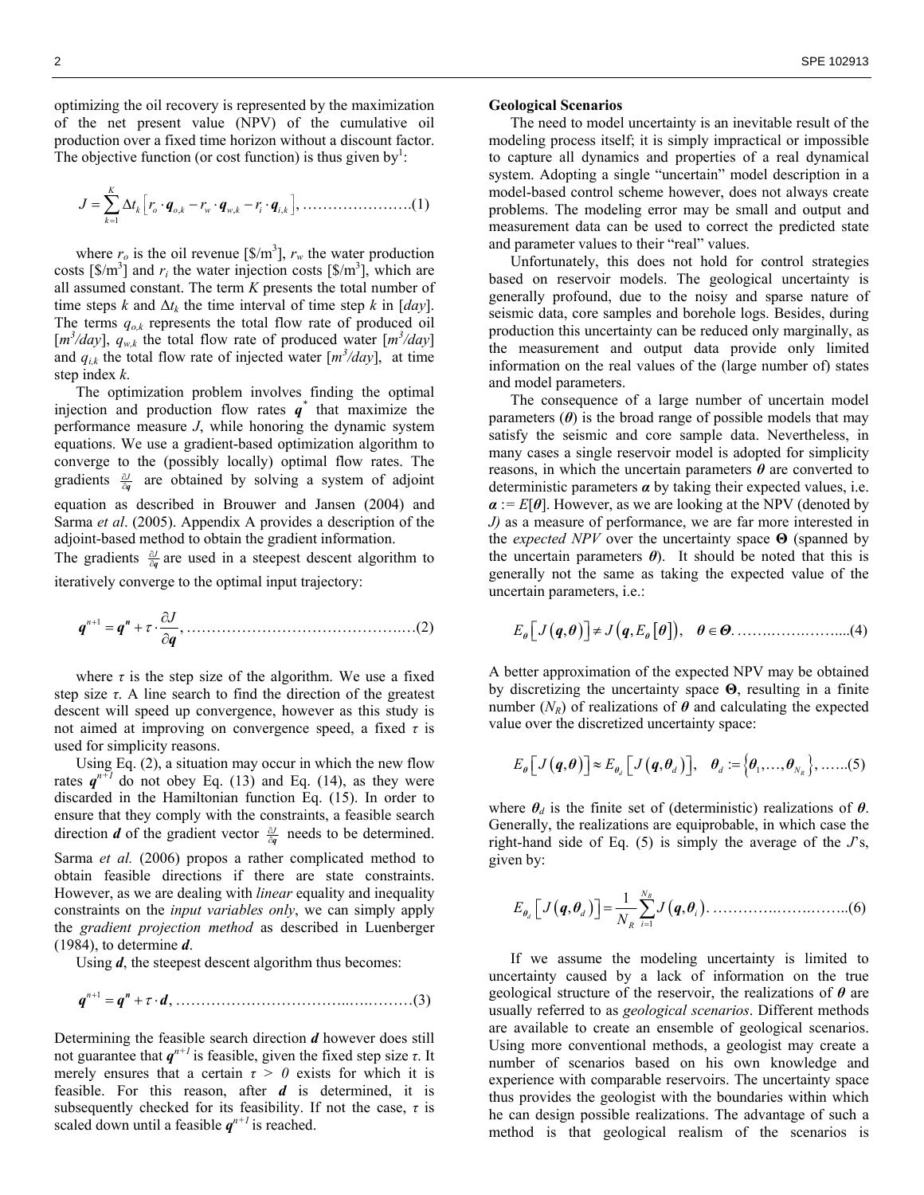optimizing the oil recovery is represented by the maximization of the net present value (NPV) of the cumulative oil production over a fixed time horizon without a discount factor. The objective function (or cost function) is thus given by[1]:

$$J = \sum_{k=1}^{K} \Delta t_k \left[ r_o \cdot \boldsymbol{q}_{o,k} - r_w \cdot \boldsymbol{q}_{w,k} - r_i \cdot \boldsymbol{q}_{i,k} \right], \quad (1)$$

where $r_o$ is the oil revenue [\$/m$^3$], $r_w$ the water production costs [\$/m$^3$] and $r_i$ the water injection costs [\$/m$^3$], which are all assumed constant. The term $K$ presents the total number of time steps $k$ and $\Delta t_k$ the time interval of time step $k$ in [*day*]. The terms $q_{o,k}$ represents the total flow rate of produced oil [$m^3/day$], $q_{w,k}$ the total flow rate of produced water [$m^3/day$] and $q_{i,k}$ the total flow rate of injected water [$m^3/day$], at time step index $k$.

The optimization problem involves finding the optimal injection and production flow rates $\boldsymbol{q}^*$ that maximize the performance measure $J$, while honoring the dynamic system equations. We use a gradient-based optimization algorithm to converge to the (possibly locally) optimal flow rates. The gradients $\frac{\partial J}{\partial \boldsymbol{q}}$ are obtained by solving a system of adjoint equation as described in Brouwer and Jansen (2004) and Sarma *et al*. (2005). Appendix A provides a description of the adjoint-based method to obtain the gradient information.
The gradients $\frac{\partial J}{\partial \boldsymbol{q}}$ are used in a steepest descent algorithm to iteratively converge to the optimal input trajectory:

$$\boldsymbol{q}^{n+1} = \boldsymbol{q}^{n} + \tau \cdot \frac{\partial J}{\partial \boldsymbol{q}}, \quad (2)$$

where $\tau$ is the step size of the algorithm. We use a fixed step size $\tau$. A line search to find the direction of the greatest descent will speed up convergence, however as this study is not aimed at improving on convergence speed, a fixed $\tau$ is used for simplicity reasons.

Using Eq. (2), a situation may occur in which the new flow rates $\boldsymbol{q}^{n+1}$ do not obey Eq. (13) and Eq. (14), as they were discarded in the Hamiltonian function Eq. (15). In order to ensure that they comply with the constraints, a feasible search direction $\boldsymbol{d}$ of the gradient vector $\frac{\partial J}{\partial \boldsymbol{q}}$ needs to be determined. Sarma *et al.* (2006) propos a rather complicated method to obtain feasible directions if there are state constraints. However, as we are dealing with *linear* equality and inequality constraints on the *input variables only*, we can simply apply the *gradient projection method* as described in Luenberger (1984), to determine $\boldsymbol{d}$.

Using $\boldsymbol{d}$, the steepest descent algorithm thus becomes:

$$\boldsymbol{q}^{n+1} = \boldsymbol{q}^{n} + \tau \cdot \boldsymbol{d}, \quad (3)$$

Determining the feasible search direction $\boldsymbol{d}$ however does still not guarantee that $\boldsymbol{q}^{n+1}$ is feasible, given the fixed step size $\tau$. It merely ensures that a certain $\tau > 0$ exists for which it is feasible. For this reason, after $\boldsymbol{d}$ is determined, it is subsequently checked for its feasibility. If not the case, $\tau$ is scaled down until a feasible $\boldsymbol{q}^{n+1}$ is reached.

**Geological Scenarios**

The need to model uncertainty is an inevitable result of the modeling process itself; it is simply impractical or impossible to capture all dynamics and properties of a real dynamical system. Adopting a single "uncertain" model description in a model-based control scheme however, does not always create problems. The modeling error may be small and output and measurement data can be used to correct the predicted state and parameter values to their "real" values.

Unfortunately, this does not hold for control strategies based on reservoir models. The geological uncertainty is generally profound, due to the noisy and sparse nature of seismic data, core samples and borehole logs. Besides, during production this uncertainty can be reduced only marginally, as the measurement and output data provide only limited information on the real values of the (large number of) states and model parameters.

The consequence of a large number of uncertain model parameters ($\boldsymbol{\theta}$) is the broad range of possible models that may satisfy the seismic and core sample data. Nevertheless, in many cases a single reservoir model is adopted for simplicity reasons, in which the uncertain parameters $\boldsymbol{\theta}$ are converted to deterministic parameters $\boldsymbol{\alpha}$ by taking their expected values, i.e. $\boldsymbol{\alpha} := E[\boldsymbol{\theta}]$. However, as we are looking at the NPV (denoted by *J)* as a measure of performance, we are far more interested in the *expected NPV* over the uncertainty space $\boldsymbol{\Theta}$ (spanned by the uncertain parameters $\boldsymbol{\theta}$). It should be noted that this is generally not the same as taking the expected value of the uncertain parameters, i.e.:

$$E_{\boldsymbol{\theta}}\left[ J(\boldsymbol{q},\boldsymbol{\theta}) \right] \neq J\left(\boldsymbol{q}, E_{\boldsymbol{\theta}}\left[\boldsymbol{\theta}\right]\right), \quad \boldsymbol{\theta} \in \boldsymbol{\Theta}. \quad (4)$$

A better approximation of the expected NPV may be obtained by discretizing the uncertainty space $\boldsymbol{\Theta}$, resulting in a finite number ($N_R$) of realizations of $\boldsymbol{\theta}$ and calculating the expected value over the discretized uncertainty space:

$$E_{\boldsymbol{\theta}}\left[ J(\boldsymbol{q},\boldsymbol{\theta}) \right] \approx E_{\boldsymbol{\theta}_d}\left[ J(\boldsymbol{q},\boldsymbol{\theta}_d) \right], \quad \boldsymbol{\theta}_d := \left\{ \boldsymbol{\theta}_1, \ldots, \boldsymbol{\theta}_{N_R} \right\}, \quad (5)$$

where $\boldsymbol{\theta}_d$ is the finite set of (deterministic) realizations of $\boldsymbol{\theta}$. Generally, the realizations are equiprobable, in which case the right-hand side of Eq. (5) is simply the average of the $J$'s, given by:

$$E_{\boldsymbol{\theta}_d}\left[ J(\boldsymbol{q},\boldsymbol{\theta}_d) \right] = \frac{1}{N_R} \sum_{i=1}^{N_R} J(\boldsymbol{q},\boldsymbol{\theta}_i). \quad (6)$$

If we assume the modeling uncertainty is limited to uncertainty caused by a lack of information on the true geological structure of the reservoir, the realizations of $\boldsymbol{\theta}$ are usually referred to as *geological scenarios*. Different methods are available to create an ensemble of geological scenarios. Using more conventional methods, a geologist may create a number of scenarios based on his own knowledge and experience with comparable reservoirs. The uncertainty space thus provides the geologist with the boundaries within which he can design possible realizations. The advantage of such a method is that geological realism of the scenarios is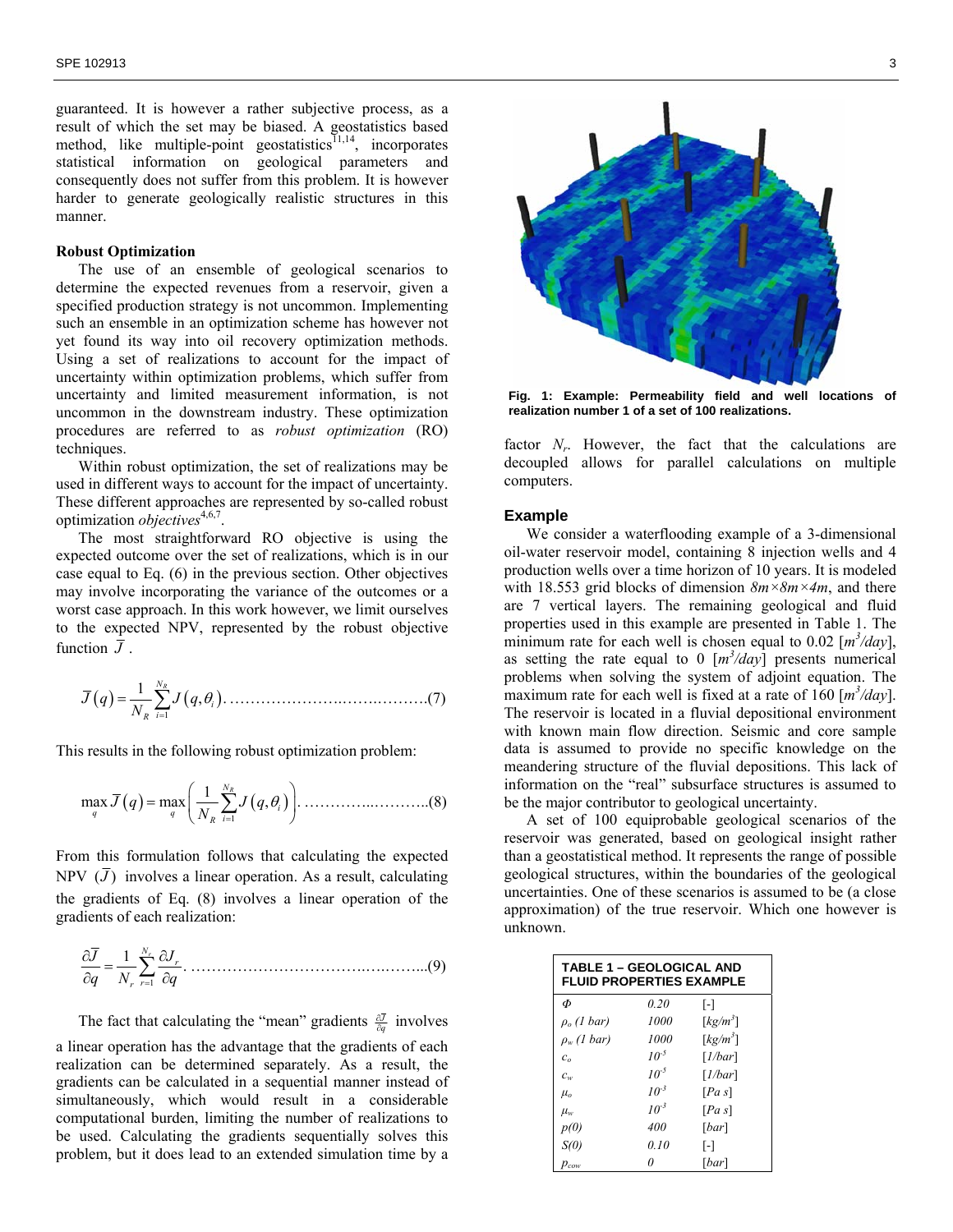guaranteed. It is however a rather subjective process, as a result of which the set may be biased. A geostatistics based method, like multiple-point geostatistics[11,14], incorporates statistical information on geological parameters and consequently does not suffer from this problem. It is however harder to generate geologically realistic structures in this manner.

**Robust Optimization**

The use of an ensemble of geological scenarios to determine the expected revenues from a reservoir, given a specified production strategy is not uncommon. Implementing such an ensemble in an optimization scheme has however not yet found its way into oil recovery optimization methods. Using a set of realizations to account for the impact of uncertainty within optimization problems, which suffer from uncertainty and limited measurement information, is not uncommon in the downstream industry. These optimization procedures are referred to as *robust optimization* (RO) techniques.

Within robust optimization, the set of realizations may be used in different ways to account for the impact of uncertainty. These different approaches are represented by so-called robust optimization *objectives*[4,6,7].

The most straightforward RO objective is using the expected outcome over the set of realizations, which is in our case equal to Eq. (6) in the previous section. Other objectives may involve incorporating the variance of the outcomes or a worst case approach. In this work however, we limit ourselves to the expected NPV, represented by the robust objective function $\bar{J}$.

$$\bar{J}(q) = \frac{1}{N_R}\sum_{i=1}^{N_R} J(q,\theta_i). \qquad (7)$$

This results in the following robust optimization problem:

$$\max_q \bar{J}(q) = \max_q \left(\frac{1}{N_R}\sum_{i=1}^{N_R} J(q,\theta_i)\right). \qquad (8)$$

From this formulation follows that calculating the expected NPV $(\bar{J})$ involves a linear operation. As a result, calculating the gradients of Eq. (8) involves a linear operation of the gradients of each realization:

$$\frac{\partial \bar{J}}{\partial q} = \frac{1}{N_r}\sum_{r=1}^{N_r}\frac{\partial J_r}{\partial q}. \qquad (9)$$

The fact that calculating the "mean" gradients $\frac{\partial \bar{J}}{\partial q}$ involves a linear operation has the advantage that the gradients of each realization can be determined separately. As a result, the gradients can be calculated in a sequential manner instead of simultaneously, which would result in a considerable computational burden, limiting the number of realizations to be used. Calculating the gradients sequentially solves this problem, but it does lead to an extended simulation time by a factor $N_r$. However, the fact that the calculations are decoupled allows for parallel calculations on multiple computers.

**Fig. 1: Example: Permeability field and well locations of realization number 1 of a set of 100 realizations.**

## Example

We consider a waterflooding example of a 3-dimensional oil-water reservoir model, containing 8 injection wells and 4 production wells over a time horizon of 10 years. It is modeled with 18.553 grid blocks of dimension $8m \times 8m \times 4m$, and there are 7 vertical layers. The remaining geological and fluid properties used in this example are presented in Table 1. The minimum rate for each well is chosen equal to 0.02 [$m^3/day$], as setting the rate equal to 0 [$m^3/day$] presents numerical problems when solving the system of adjoint equation. The maximum rate for each well is fixed at a rate of 160 [$m^3/day$]. The reservoir is located in a fluvial depositional environment with known main flow direction. Seismic and core sample data is assumed to provide no specific knowledge on the meandering structure of the fluvial depositions. This lack of information on the "real" subsurface structures is assumed to be the major contributor to geological uncertainty.

A set of 100 equiprobable geological scenarios of the reservoir was generated, based on geological insight rather than a geostatistical method. It represents the range of possible geological structures, within the boundaries of the geological uncertainties. One of these scenarios is assumed to be (a close approximation) of the true reservoir. Which one however is unknown.

**TABLE 1 – GEOLOGICAL AND FLUID PROPERTIES EXAMPLE**

| | | |
|---|---|---|
| $\Phi$ | 0.20 | [-] |
| $\rho_o$ (1 bar) | 1000 | [$kg/m^3$] |
| $\rho_w$ (1 bar) | 1000 | [$kg/m^3$] |
| $c_o$ | $10^{-5}$ | [1/bar] |
| $c_w$ | $10^{-5}$ | [1/bar] |
| $\mu_o$ | $10^{-3}$ | [Pa s] |
| $\mu_w$ | $10^{-3}$ | [Pa s] |
| $p(0)$ | 400 | [bar] |
| $S(0)$ | 0.10 | [-] |
| $p_{cow}$ | 0 | [bar] |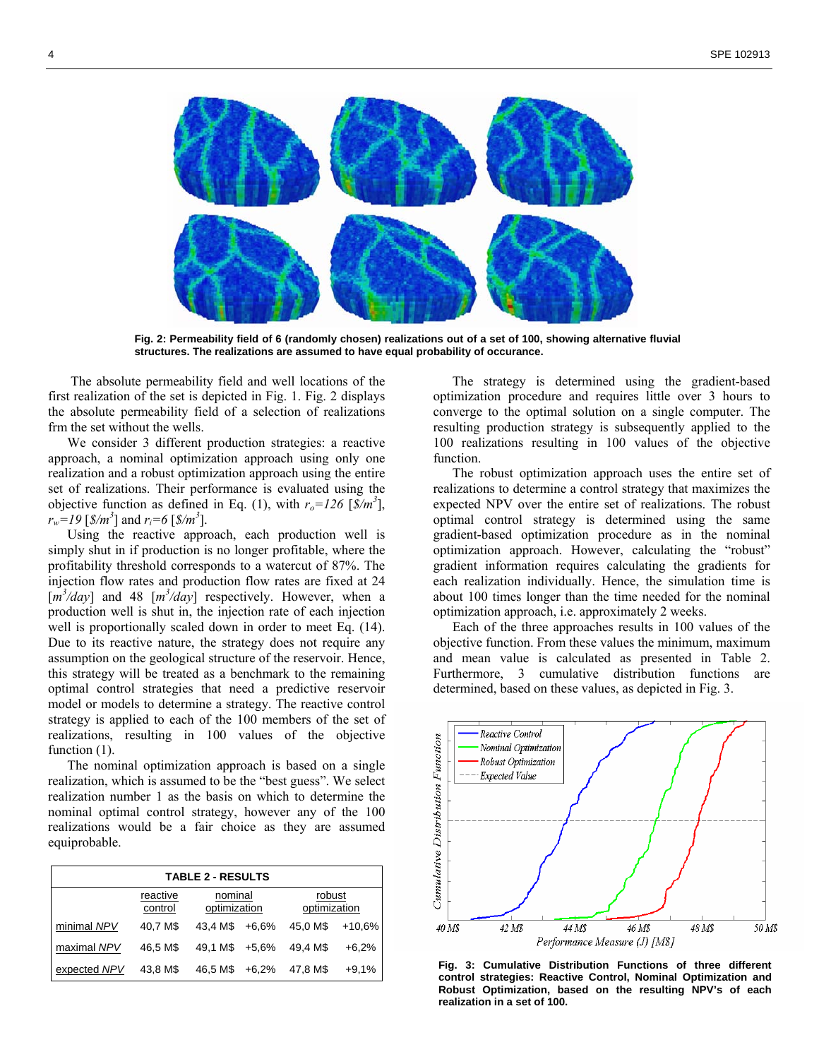**Fig. 2: Permeability field of 6 (randomly chosen) realizations out of a set of 100, showing alternative fluvial structures. The realizations are assumed to have equal probability of occurance.**

The absolute permeability field and well locations of the first realization of the set is depicted in Fig. 1. Fig. 2 displays the absolute permeability field of a selection of realizations frm the set without the wells.

We consider 3 different production strategies: a reactive approach, a nominal optimization approach using only one realization and a robust optimization approach using the entire set of realizations. Their performance is evaluated using the objective function as defined in Eq. (1), with $r_o=126$ [$\$/m^3$], $r_w=19$ [$\$/m^3$] and $r_i=6$ [$\$/m^3$].

Using the reactive approach, each production well is simply shut in if production is no longer profitable, where the profitability threshold corresponds to a watercut of 87%. The injection flow rates and production flow rates are fixed at 24 [$m^3/day$] and 48 [$m^3/day$] respectively. However, when a production well is shut in, the injection rate of each injection well is proportionally scaled down in order to meet Eq. (14). Due to its reactive nature, the strategy does not require any assumption on the geological structure of the reservoir. Hence, this strategy will be treated as a benchmark to the remaining optimal control strategies that need a predictive reservoir model or models to determine a strategy. The reactive control strategy is applied to each of the 100 members of the set of realizations, resulting in 100 values of the objective function (1).

The nominal optimization approach is based on a single realization, which is assumed to be the "best guess". We select realization number 1 as the basis on which to determine the nominal optimal control strategy, however any of the 100 realizations would be a fair choice as they are assumed equiprobable.

**TABLE 2 - RESULTS**

| | reactive control | nominal optimization | | robust optimization | |
|---|---|---|---|---|---|
| minimal *NPV* | 40,7 M$ | 43,4 M$ | +6,6% | 45,0 M$ | +10,6% |
| maximal *NPV* | 46,5 M$ | 49,1 M$ | +5,6% | 49,4 M$ | +6,2% |
| expected *NPV* | 43,8 M$ | 46,5 M$ | +6,2% | 47,8 M$ | +9,1% |

The strategy is determined using the gradient-based optimization procedure and requires little over 3 hours to converge to the optimal solution on a single computer. The resulting production strategy is subsequently applied to the 100 realizations resulting in 100 values of the objective function.

The robust optimization approach uses the entire set of realizations to determine a control strategy that maximizes the expected NPV over the entire set of realizations. The robust optimal control strategy is determined using the same gradient-based optimization procedure as in the nominal optimization approach. However, calculating the "robust" gradient information requires calculating the gradients for each realization individually. Hence, the simulation time is about 100 times longer than the time needed for the nominal optimization approach, i.e. approximately 2 weeks.

Each of the three approaches results in 100 values of the objective function. From these values the minimum, maximum and mean value is calculated as presented in Table 2. Furthermore, 3 cumulative distribution functions are determined, based on these values, as depicted in Fig. 3.

**Fig. 3: Cumulative Distribution Functions of three different control strategies: Reactive Control, Nominal Optimization and Robust Optimization, based on the resulting NPV's of each realization in a set of 100.**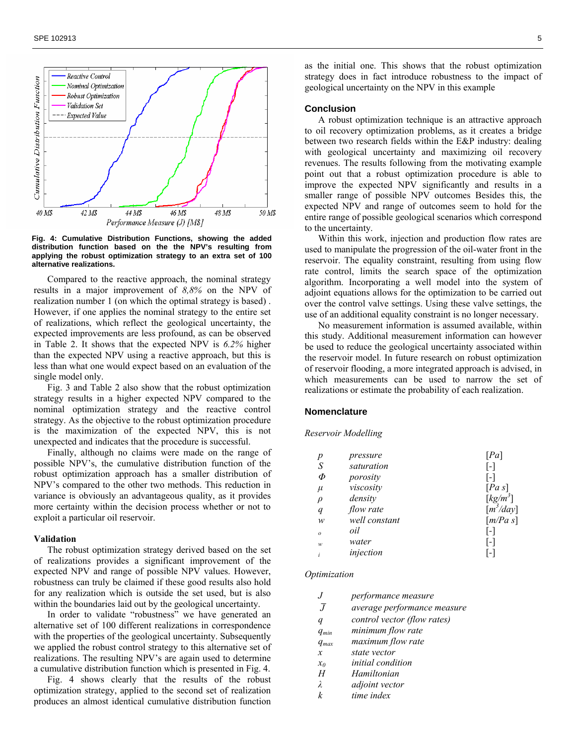Fig. 4: Cumulative Distribution Functions, showing the added distribution function based on the the NPV's resulting from applying the robust optimization strategy to an extra set of 100 alternative realizations.

Compared to the reactive approach, the nominal strategy results in a major improvement of *8,8%* on the NPV of realization number 1 (on which the optimal strategy is based) . However, if one applies the nominal strategy to the entire set of realizations, which reflect the geological uncertainty, the expected improvements are less profound, as can be observed in Table 2. It shows that the expected NPV is *6.2%* higher than the expected NPV using a reactive approach, but this is less than what one would expect based on an evaluation of the single model only.

Fig. 3 and Table 2 also show that the robust optimization strategy results in a higher expected NPV compared to the nominal optimization strategy and the reactive control strategy. As the objective to the robust optimization procedure is the maximization of the expected NPV, this is not unexpected and indicates that the procedure is successful.

Finally, although no claims were made on the range of possible NPV's, the cumulative distribution function of the robust optimization approach has a smaller distribution of NPV's compared to the other two methods. This reduction in variance is obviously an advantageous quality, as it provides more certainty within the decision process whether or not to exploit a particular oil reservoir.

## Validation

The robust optimization strategy derived based on the set of realizations provides a significant improvement of the expected NPV and range of possible NPV values. However, robustness can truly be claimed if these good results also hold for any realization which is outside the set used, but is also within the boundaries laid out by the geological uncertainty.

In order to validate "robustness" we have generated an alternative set of 100 different realizations in correspondence with the properties of the geological uncertainty. Subsequently we applied the robust control strategy to this alternative set of realizations. The resulting NPV's are again used to determine a cumulative distribution function which is presented in Fig. 4.

Fig. 4 shows clearly that the results of the robust optimization strategy, applied to the second set of realization produces an almost identical cumulative distribution function as the initial one. This shows that the robust optimization strategy does in fact introduce robustness to the impact of geological uncertainty on the NPV in this example

## Conclusion

A robust optimization technique is an attractive approach to oil recovery optimization problems, as it creates a bridge between two research fields within the E&P industry: dealing with geological uncertainty and maximizing oil recovery revenues. The results following from the motivating example point out that a robust optimization procedure is able to improve the expected NPV significantly and results in a smaller range of possible NPV outcomes Besides this, the expected NPV and range of outcomes seem to hold for the entire range of possible geological scenarios which correspond to the uncertainty.

Within this work, injection and production flow rates are used to manipulate the progression of the oil-water front in the reservoir. The equality constraint, resulting from using flow rate control, limits the search space of the optimization algorithm. Incorporating a well model into the system of adjoint equations allows for the optimization to be carried out over the control valve settings. Using these valve settings, the use of an additional equality constraint is no longer necessary.

No measurement information is assumed available, within this study. Additional measurement information can however be used to reduce the geological uncertainty associated within the reservoir model. In future research on robust optimization of reservoir flooding, a more integrated approach is advised, in which measurements can be used to narrow the set of realizations or estimate the probability of each realization.

## Nomenclature

*Reservoir Modelling*

| | | |
|---|---|---|
| $p$ | *pressure* | $[Pa]$ |
| $S$ | *saturation* | [-] |
| $\Phi$ | *porosity* | [-] |
| $\mu$ | *viscosity* | $[Pa\ s]$ |
| $\rho$ | *density* | $[kg/m^3]$ |
| $q$ | *flow rate* | $[m^3/day]$ |
| $w$ | *well constant* | $[m/Pa\ s]$ |
| $_o$ | *oil* | [-] |
| $_w$ | *water* | [-] |
| $_i$ | *injection* | [-] |

*Optimization*

| | |
|---|---|
| $J$ | *performance measure* |
| $\bar{J}$ | *average performance measure* |
| $q$ | *control vector (flow rates)* |
| $q_{min}$ | *minimum flow rate* |
| $q_{max}$ | *maximum flow rate* |
| $x$ | *state vector* |
| $x_0$ | *initial condition* |
| $H$ | *Hamiltonian* |
| $\lambda$ | *adjoint vector* |
| $k$ | *time index* |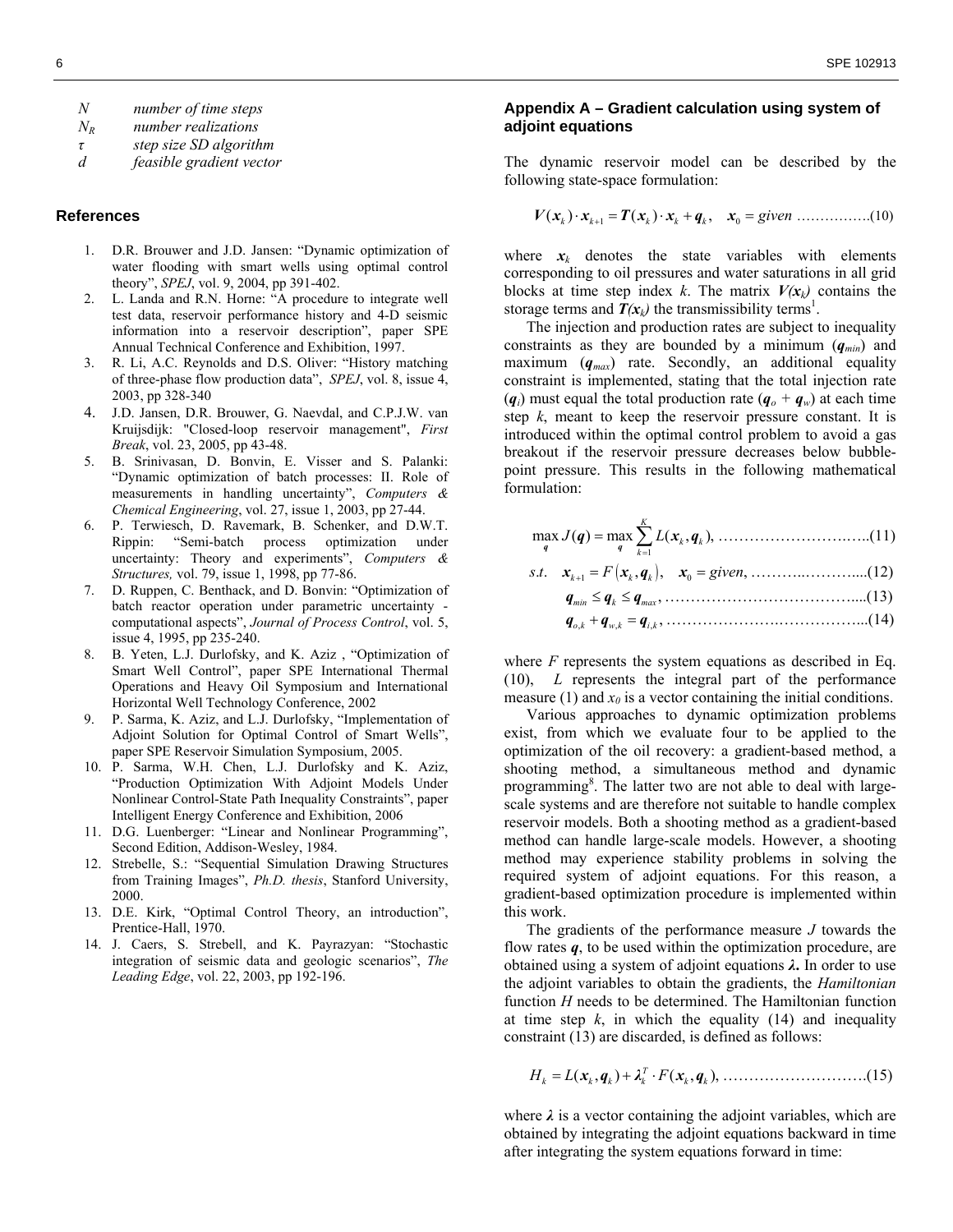| | |
|---|---|
| $N$ | *number of time steps* |
| $N_R$ | *number realizations* |
| $\tau$ | *step size SD algorithm* |
| $d$ | *feasible gradient vector* |

## References

1. D.R. Brouwer and J.D. Jansen: "Dynamic optimization of water flooding with smart wells using optimal control theory", *SPEJ*, vol. 9, 2004, pp 391-402.
2. L. Landa and R.N. Horne: "A procedure to integrate well test data, reservoir performance history and 4-D seismic information into a reservoir description", paper SPE Annual Technical Conference and Exhibition, 1997.
3. R. Li, A.C. Reynolds and D.S. Oliver: "History matching of three-phase flow production data", *SPEJ*, vol. 8, issue 4, 2003, pp 328-340
4. J.D. Jansen, D.R. Brouwer, G. Naevdal, and C.P.J.W. van Kruijsdijk: "Closed-loop reservoir management", *First Break*, vol. 23, 2005, pp 43-48.
5. B. Srinivasan, D. Bonvin, E. Visser and S. Palanki: "Dynamic optimization of batch processes: II. Role of measurements in handling uncertainty", *Computers & Chemical Engineering*, vol. 27, issue 1, 2003, pp 27-44.
6. P. Terwiesch, D. Ravemark, B. Schenker, and D.W.T. Rippin: "Semi-batch process optimization under uncertainty: Theory and experiments", *Computers & Structures,* vol. 79, issue 1, 1998, pp 77-86.
7. D. Ruppen, C. Benthack, and D. Bonvin: "Optimization of batch reactor operation under parametric uncertainty - computational aspects", *Journal of Process Control*, vol. 5, issue 4, 1995, pp 235-240.
8. B. Yeten, L.J. Durlofsky, and K. Aziz , "Optimization of Smart Well Control", paper SPE International Thermal Operations and Heavy Oil Symposium and International Horizontal Well Technology Conference, 2002
9. P. Sarma, K. Aziz, and L.J. Durlofsky, "Implementation of Adjoint Solution for Optimal Control of Smart Wells", paper SPE Reservoir Simulation Symposium, 2005.
10. P. Sarma, W.H. Chen, L.J. Durlofsky and K. Aziz, "Production Optimization With Adjoint Models Under Nonlinear Control-State Path Inequality Constraints", paper Intelligent Energy Conference and Exhibition, 2006
11. D.G. Luenberger: "Linear and Nonlinear Programming", Second Edition, Addison-Wesley, 1984.
12. Strebelle, S.: "Sequential Simulation Drawing Structures from Training Images", *Ph.D. thesis*, Stanford University, 2000.
13. D.E. Kirk, "Optimal Control Theory, an introduction", Prentice-Hall, 1970.
14. J. Caers, S. Strebell, and K. Payrazyan: "Stochastic integration of seismic data and geologic scenarios", *The Leading Edge*, vol. 22, 2003, pp 192-196.

## Appendix A – Gradient calculation using system of adjoint equations

The dynamic reservoir model can be described by the following state-space formulation:

$$\boldsymbol{V}(\boldsymbol{x}_k)\cdot\boldsymbol{x}_{k+1} = \boldsymbol{T}(\boldsymbol{x}_k)\cdot\boldsymbol{x}_k + \boldsymbol{q}_k, \quad \boldsymbol{x}_0 = given \qquad (10)$$

where $\boldsymbol{x}_k$ denotes the state variables with elements corresponding to oil pressures and water saturations in all grid blocks at time step index $k$. The matrix $\boldsymbol{V(x_k)}$ contains the storage terms and $\boldsymbol{T(x_k)}$ the transmissibility terms[1].

The injection and production rates are subject to inequality constraints as they are bounded by a minimum ($\boldsymbol{q}_{min}$) and maximum ($\boldsymbol{q}_{max}$) rate. Secondly, an additional equality constraint is implemented, stating that the total injection rate ($\boldsymbol{q}_i$) must equal the total production rate ($\boldsymbol{q}_o + \boldsymbol{q}_w$) at each time step $k$, meant to keep the reservoir pressure constant. It is introduced within the optimal control problem to avoid a gas breakout if the reservoir pressure decreases below bubble-point pressure. This results in the following mathematical formulation:

$$\max_{\boldsymbol{q}} J(\boldsymbol{q}) = \max_{\boldsymbol{q}} \sum_{k=1}^{K} L(\boldsymbol{x}_k, \boldsymbol{q}_k), \qquad (11)$$

$$s.t. \quad \boldsymbol{x}_{k+1} = F(\boldsymbol{x}_k, \boldsymbol{q}_k), \quad \boldsymbol{x}_0 = given, \qquad (12)$$

$$\boldsymbol{q}_{min} \le \boldsymbol{q}_k \le \boldsymbol{q}_{max}, \qquad (13)$$

$$\boldsymbol{q}_{o,k} + \boldsymbol{q}_{w,k} = \boldsymbol{q}_{i,k}, \qquad (14)$$

where $F$ represents the system equations as described in Eq. (10), $L$ represents the integral part of the performance measure (1) and $x_0$ is a vector containing the initial conditions.

Various approaches to dynamic optimization problems exist, from which we evaluate four to be applied to the optimization of the oil recovery: a gradient-based method, a shooting method, a simultaneous method and dynamic programming[8]. The latter two are not able to deal with large-scale systems and are therefore not suitable to handle complex reservoir models. Both a shooting method as a gradient-based method can handle large-scale models. However, a shooting method may experience stability problems in solving the required system of adjoint equations. For this reason, a gradient-based optimization procedure is implemented within this work.

The gradients of the performance measure $J$ towards the flow rates $\boldsymbol{q}$, to be used within the optimization procedure, are obtained using a system of adjoint equations $\boldsymbol{\lambda}$. In order to use the adjoint variables to obtain the gradients, the *Hamiltonian* function $H$ needs to be determined. The Hamiltonian function at time step $k$, in which the equality (14) and inequality constraint (13) are discarded, is defined as follows:

$$H_k = L(\boldsymbol{x}_k, \boldsymbol{q}_k) + \boldsymbol{\lambda}_k^T \cdot F(\boldsymbol{x}_k, \boldsymbol{q}_k), \qquad (15)$$

where $\boldsymbol{\lambda}$ is a vector containing the adjoint variables, which are obtained by integrating the adjoint equations backward in time after integrating the system equations forward in time: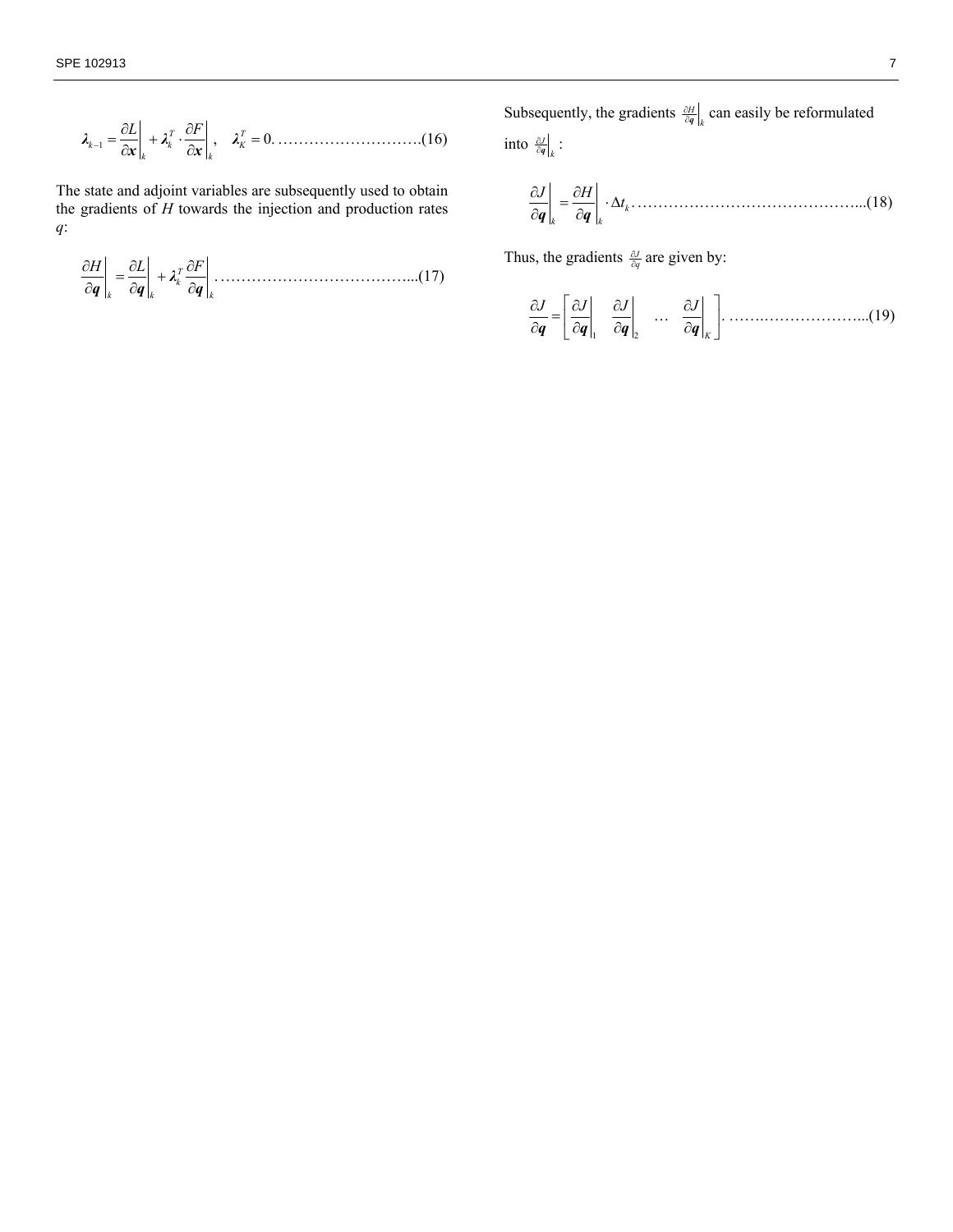$$\boldsymbol{\lambda}_{k-1} = \left.\frac{\partial L}{\partial \boldsymbol{x}}\right|_k + \boldsymbol{\lambda}_k^T \cdot \left.\frac{\partial F}{\partial \boldsymbol{x}}\right|_k, \quad \boldsymbol{\lambda}_K^T = 0. \qquad (16)$$

The state and adjoint variables are subsequently used to obtain the gradients of $H$ towards the injection and production rates $q$:

$$\left.\frac{\partial H}{\partial \boldsymbol{q}}\right|_k = \left.\frac{\partial L}{\partial \boldsymbol{q}}\right|_k + \boldsymbol{\lambda}_k^T \left.\frac{\partial F}{\partial \boldsymbol{q}}\right|_k \qquad (17)$$

Subsequently, the gradients $\left.\frac{\partial H}{\partial \boldsymbol{q}}\right|_k$ can easily be reformulated into $\left.\frac{\partial J}{\partial \boldsymbol{q}}\right|_k$ :

$$\left.\frac{\partial J}{\partial \boldsymbol{q}}\right|_k = \left.\frac{\partial H}{\partial \boldsymbol{q}}\right|_k \cdot \Delta t_k \qquad (18)$$

Thus, the gradients $\frac{\partial J}{\partial q}$ are given by:

$$\frac{\partial J}{\partial \boldsymbol{q}} = \left[ \left.\frac{\partial J}{\partial \boldsymbol{q}}\right|_1 \quad \left.\frac{\partial J}{\partial \boldsymbol{q}}\right|_2 \quad \cdots \quad \left.\frac{\partial J}{\partial \boldsymbol{q}}\right|_K \right]. \qquad (19)$$